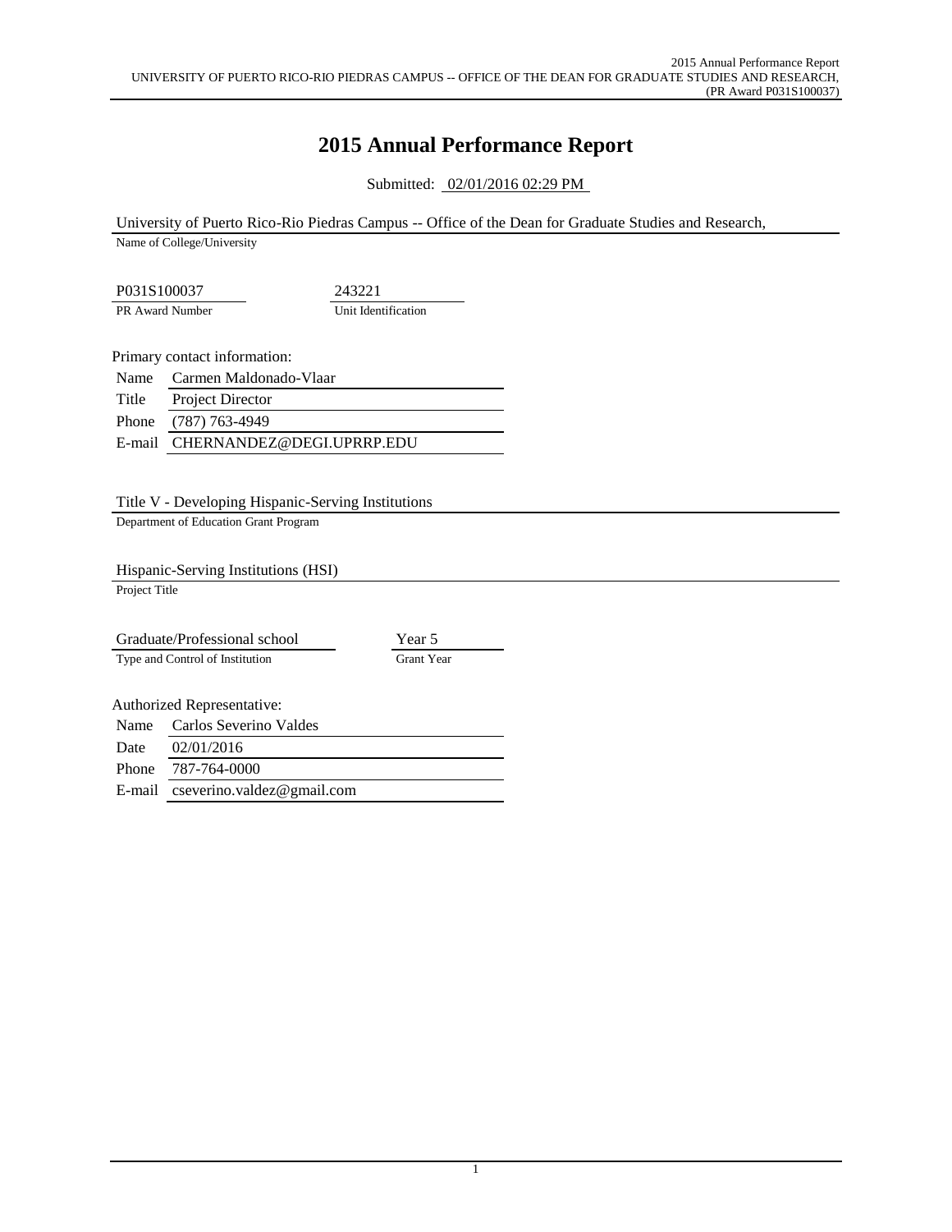# 2015 Annual Performance Report

Submitted: 02/01/2016 02:29 PM

University of Puerto Rico-Rio Piedras Campus -- Office of the Dean for Graduate Studies and Research,
Name of College/University

| P031S100037 | 243221 |
|---|---|
| PR Award Number | Unit Identification |

Primary contact information:

| | |
|---|---|
| Name | Carmen Maldonado-Vlaar |
| Title | Project Director |
| Phone | (787) 763-4949 |
| E-mail | CHERNANDEZ@DEGI.UPRRP.EDU |

Title V - Developing Hispanic-Serving Institutions
Department of Education Grant Program

Hispanic-Serving Institutions (HSI)
Project Title

| Graduate/Professional school | Year 5 |
|---|---|
| Type and Control of Institution | Grant Year |

Authorized Representative:

| | |
|---|---|
| Name | Carlos Severino Valdes |
| Date | 02/01/2016 |
| Phone | 787-764-0000 |
| E-mail | cseverino.valdez@gmail.com |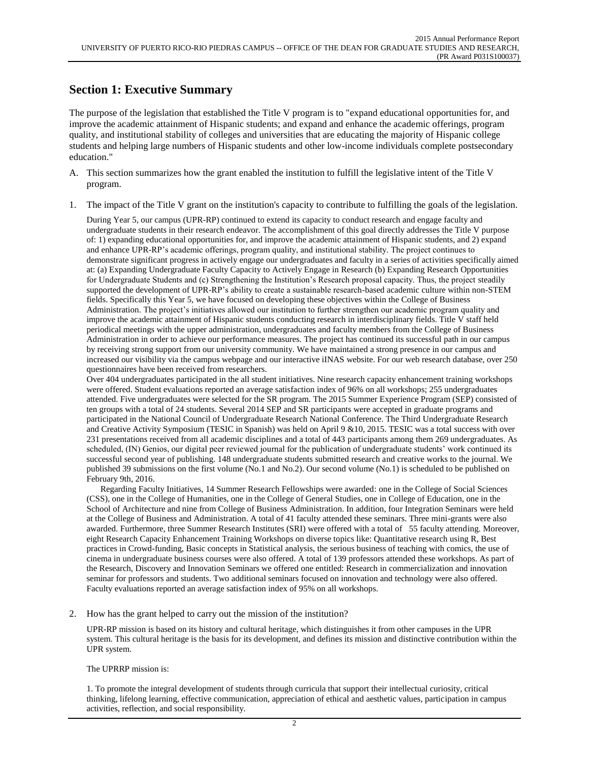## Section 1: Executive Summary

The purpose of the legislation that established the Title V program is to "expand educational opportunities for, and improve the academic attainment of Hispanic students; and expand and enhance the academic offerings, program quality, and institutional stability of colleges and universities that are educating the majority of Hispanic college students and helping large numbers of Hispanic students and other low-income individuals complete postsecondary education."

A. This section summarizes how the grant enabled the institution to fulfill the legislative intent of the Title V program.

1. The impact of the Title V grant on the institution's capacity to contribute to fulfilling the goals of the legislation.

During Year 5, our campus (UPR-RP) continued to extend its capacity to conduct research and engage faculty and undergraduate students in their research endeavor. The accomplishment of this goal directly addresses the Title V purpose of: 1) expanding educational opportunities for, and improve the academic attainment of Hispanic students, and 2) expand and enhance UPR-RP's academic offerings, program quality, and institutional stability. The project continues to demonstrate significant progress in actively engage our undergraduates and faculty in a series of activities specifically aimed at: (a) Expanding Undergraduate Faculty Capacity to Actively Engage in Research (b) Expanding Research Opportunities for Undergraduate Students and (c) Strengthening the Institution's Research proposal capacity. Thus, the project steadily supported the development of UPR-RP's ability to create a sustainable research-based academic culture within non-STEM fields. Specifically this Year 5, we have focused on developing these objectives within the College of Business Administration. The project's initiatives allowed our institution to further strengthen our academic program quality and improve the academic attainment of Hispanic students conducting research in interdisciplinary fields. Title V staff held periodical meetings with the upper administration, undergraduates and faculty members from the College of Business Administration in order to achieve our performance measures. The project has continued its successful path in our campus by receiving strong support from our university community. We have maintained a strong presence in our campus and increased our visibility via the campus webpage and our interactive iINAS website. For our web research database, over 250 questionnaires have been received from researchers.

Over 404 undergraduates participated in the all student initiatives. Nine research capacity enhancement training workshops were offered. Student evaluations reported an average satisfaction index of 96% on all workshops; 255 undergraduates attended. Five undergraduates were selected for the SR program. The 2015 Summer Experience Program (SEP) consisted of ten groups with a total of 24 students. Several 2014 SEP and SR participants were accepted in graduate programs and participated in the National Council of Undergraduate Research National Conference. The Third Undergraduate Research and Creative Activity Symposium (TESIC in Spanish) was held on April 9 &10, 2015. TESIC was a total success with over 231 presentations received from all academic disciplines and a total of 443 participants among them 269 undergraduates. As scheduled, (IN) Genios, our digital peer reviewed journal for the publication of undergraduate students' work continued its successful second year of publishing. 148 undergraduate students submitted research and creative works to the journal. We published 39 submissions on the first volume (No.1 and No.2). Our second volume (No.1) is scheduled to be published on February 9th, 2016.

Regarding Faculty Initiatives, 14 Summer Research Fellowships were awarded: one in the College of Social Sciences (CSS), one in the College of Humanities, one in the College of General Studies, one in College of Education, one in the School of Architecture and nine from College of Business Administration. In addition, four Integration Seminars were held at the College of Business and Administration. A total of 41 faculty attended these seminars. Three mini-grants were also awarded. Furthermore, three Summer Research Institutes (SRI) were offered with a total of 55 faculty attending. Moreover, eight Research Capacity Enhancement Training Workshops on diverse topics like: Quantitative research using R, Best practices in Crowd-funding, Basic concepts in Statistical analysis, the serious business of teaching with comics, the use of cinema in undergraduate business courses were also offered. A total of 139 professors attended these workshops. As part of the Research, Discovery and Innovation Seminars we offered one entitled: Research in commercialization and innovation seminar for professors and students. Two additional seminars focused on innovation and technology were also offered. Faculty evaluations reported an average satisfaction index of 95% on all workshops.

2. How has the grant helped to carry out the mission of the institution?

UPR-RP mission is based on its history and cultural heritage, which distinguishes it from other campuses in the UPR system. This cultural heritage is the basis for its development, and defines its mission and distinctive contribution within the UPR system.

The UPRRP mission is:

1. To promote the integral development of students through curricula that support their intellectual curiosity, critical thinking, lifelong learning, effective communication, appreciation of ethical and aesthetic values, participation in campus activities, reflection, and social responsibility.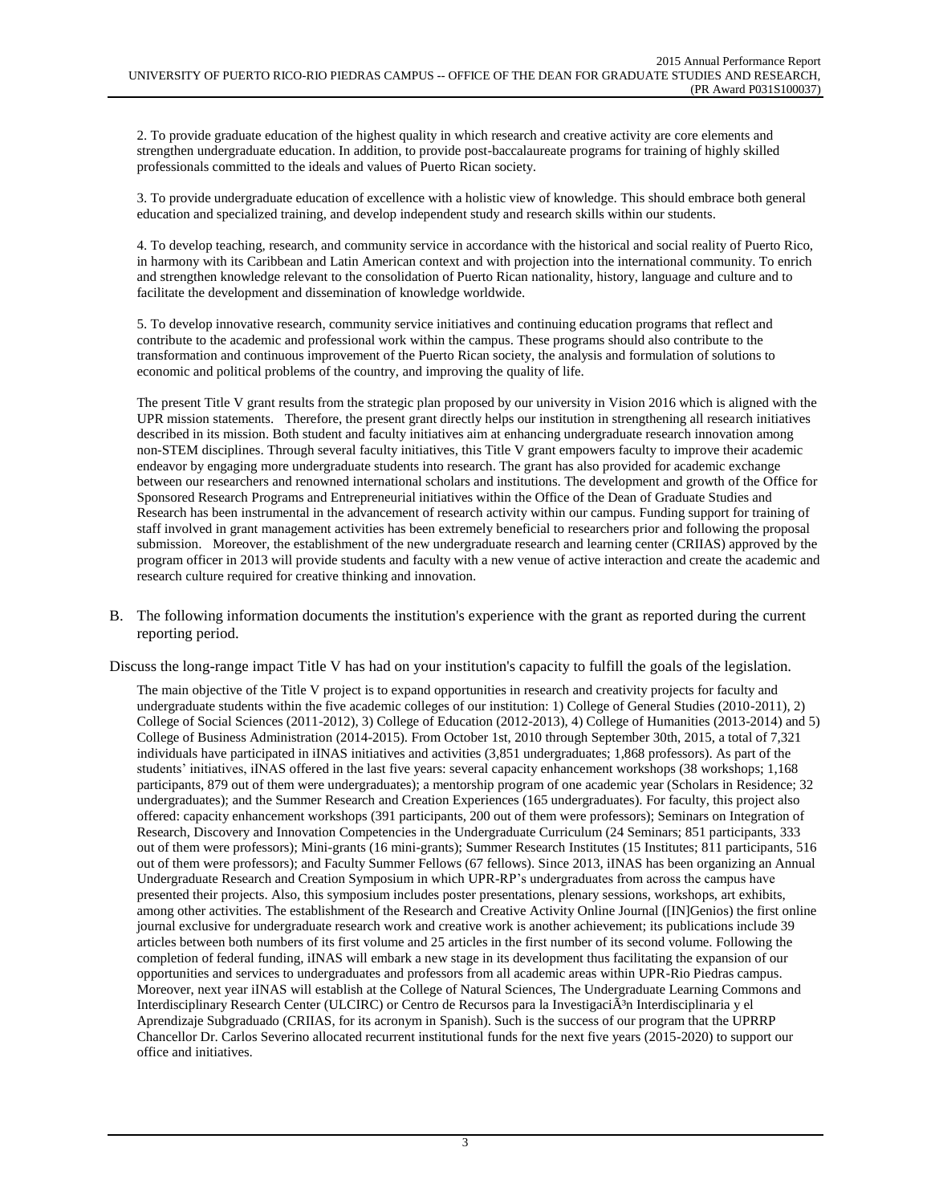2. To provide graduate education of the highest quality in which research and creative activity are core elements and strengthen undergraduate education. In addition, to provide post-baccalaureate programs for training of highly skilled professionals committed to the ideals and values of Puerto Rican society.

3. To provide undergraduate education of excellence with a holistic view of knowledge. This should embrace both general education and specialized training, and develop independent study and research skills within our students.

4. To develop teaching, research, and community service in accordance with the historical and social reality of Puerto Rico, in harmony with its Caribbean and Latin American context and with projection into the international community. To enrich and strengthen knowledge relevant to the consolidation of Puerto Rican nationality, history, language and culture and to facilitate the development and dissemination of knowledge worldwide.

5. To develop innovative research, community service initiatives and continuing education programs that reflect and contribute to the academic and professional work within the campus. These programs should also contribute to the transformation and continuous improvement of the Puerto Rican society, the analysis and formulation of solutions to economic and political problems of the country, and improving the quality of life.

The present Title V grant results from the strategic plan proposed by our university in Vision 2016 which is aligned with the UPR mission statements. Therefore, the present grant directly helps our institution in strengthening all research initiatives described in its mission. Both student and faculty initiatives aim at enhancing undergraduate research innovation among non-STEM disciplines. Through several faculty initiatives, this Title V grant empowers faculty to improve their academic endeavor by engaging more undergraduate students into research. The grant has also provided for academic exchange between our researchers and renowned international scholars and institutions. The development and growth of the Office for Sponsored Research Programs and Entrepreneurial initiatives within the Office of the Dean of Graduate Studies and Research has been instrumental in the advancement of research activity within our campus. Funding support for training of staff involved in grant management activities has been extremely beneficial to researchers prior and following the proposal submission. Moreover, the establishment of the new undergraduate research and learning center (CRIIAS) approved by the program officer in 2013 will provide students and faculty with a new venue of active interaction and create the academic and research culture required for creative thinking and innovation.

B. The following information documents the institution's experience with the grant as reported during the current reporting period.

Discuss the long-range impact Title V has had on your institution's capacity to fulfill the goals of the legislation.

The main objective of the Title V project is to expand opportunities in research and creativity projects for faculty and undergraduate students within the five academic colleges of our institution: 1) College of General Studies (2010-2011), 2) College of Social Sciences (2011-2012), 3) College of Education (2012-2013), 4) College of Humanities (2013-2014) and 5) College of Business Administration (2014-2015). From October 1st, 2010 through September 30th, 2015, a total of 7,321 individuals have participated in iINAS initiatives and activities (3,851 undergraduates; 1,868 professors). As part of the students' initiatives, iINAS offered in the last five years: several capacity enhancement workshops (38 workshops; 1,168 participants, 879 out of them were undergraduates); a mentorship program of one academic year (Scholars in Residence; 32 undergraduates); and the Summer Research and Creation Experiences (165 undergraduates). For faculty, this project also offered: capacity enhancement workshops (391 participants, 200 out of them were professors); Seminars on Integration of Research, Discovery and Innovation Competencies in the Undergraduate Curriculum (24 Seminars; 851 participants, 333 out of them were professors); Mini-grants (16 mini-grants); Summer Research Institutes (15 Institutes; 811 participants, 516 out of them were professors); and Faculty Summer Fellows (67 fellows). Since 2013, iINAS has been organizing an Annual Undergraduate Research and Creation Symposium in which UPR-RP's undergraduates from across the campus have presented their projects. Also, this symposium includes poster presentations, plenary sessions, workshops, art exhibits, among other activities. The establishment of the Research and Creative Activity Online Journal ([IN]Genios) the first online journal exclusive for undergraduate research work and creative work is another achievement; its publications include 39 articles between both numbers of its first volume and 25 articles in the first number of its second volume. Following the completion of federal funding, iINAS will embark a new stage in its development thus facilitating the expansion of our opportunities and services to undergraduates and professors from all academic areas within UPR-Rio Piedras campus. Moreover, next year iINAS will establish at the College of Natural Sciences, The Undergraduate Learning Commons and Interdisciplinary Research Center (ULCIRC) or Centro de Recursos para la InvestigaciÃ³n Interdisciplinaria y el Aprendizaje Subgraduado (CRIIAS, for its acronym in Spanish). Such is the success of our program that the UPRRP Chancellor Dr. Carlos Severino allocated recurrent institutional funds for the next five years (2015-2020) to support our office and initiatives.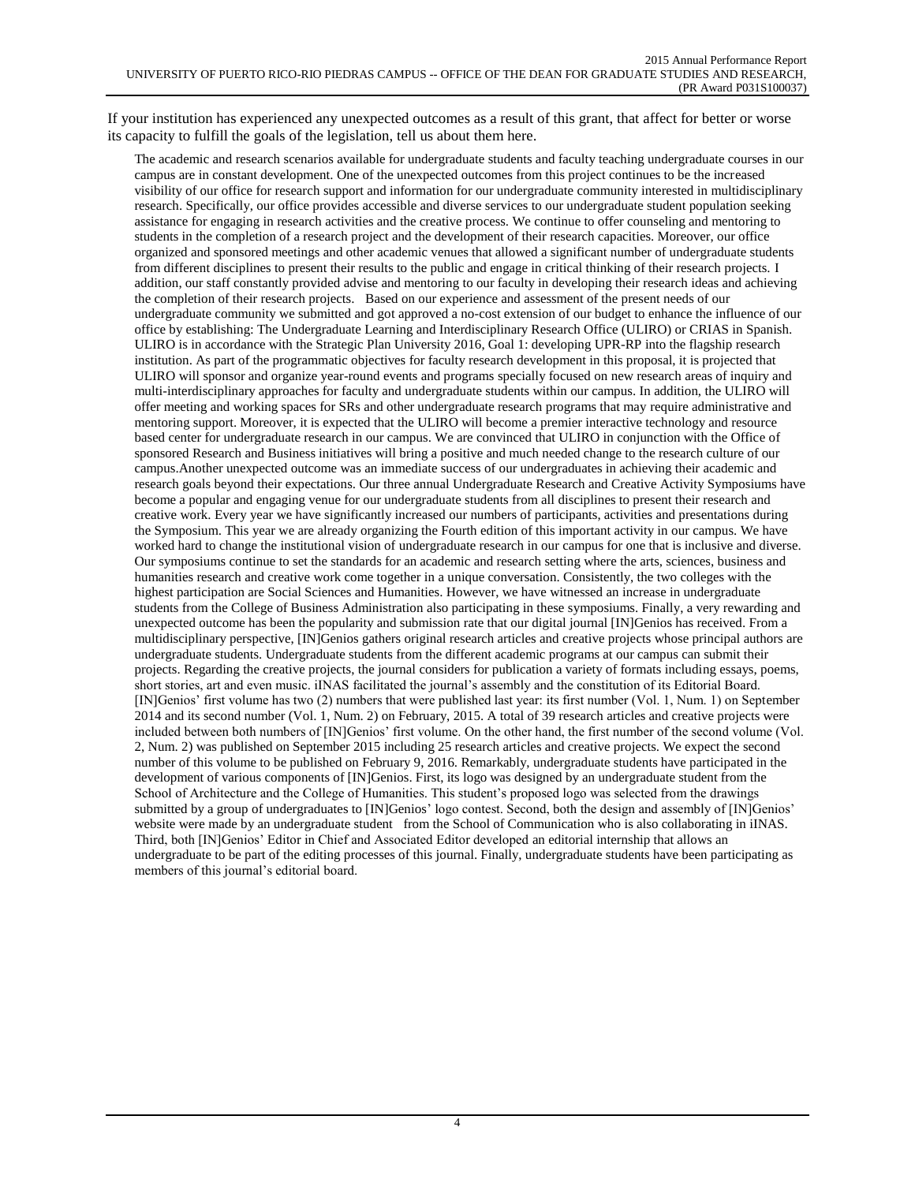If your institution has experienced any unexpected outcomes as a result of this grant, that affect for better or worse its capacity to fulfill the goals of the legislation, tell us about them here.

The academic and research scenarios available for undergraduate students and faculty teaching undergraduate courses in our campus are in constant development. One of the unexpected outcomes from this project continues to be the increased visibility of our office for research support and information for our undergraduate community interested in multidisciplinary research. Specifically, our office provides accessible and diverse services to our undergraduate student population seeking assistance for engaging in research activities and the creative process. We continue to offer counseling and mentoring to students in the completion of a research project and the development of their research capacities. Moreover, our office organized and sponsored meetings and other academic venues that allowed a significant number of undergraduate students from different disciplines to present their results to the public and engage in critical thinking of their research projects. I addition, our staff constantly provided advise and mentoring to our faculty in developing their research ideas and achieving the completion of their research projects. Based on our experience and assessment of the present needs of our undergraduate community we submitted and got approved a no-cost extension of our budget to enhance the influence of our office by establishing: The Undergraduate Learning and Interdisciplinary Research Office (ULIRO) or CRIAS in Spanish. ULIRO is in accordance with the Strategic Plan University 2016, Goal 1: developing UPR-RP into the flagship research institution. As part of the programmatic objectives for faculty research development in this proposal, it is projected that ULIRO will sponsor and organize year-round events and programs specially focused on new research areas of inquiry and multi-interdisciplinary approaches for faculty and undergraduate students within our campus. In addition, the ULIRO will offer meeting and working spaces for SRs and other undergraduate research programs that may require administrative and mentoring support. Moreover, it is expected that the ULIRO will become a premier interactive technology and resource based center for undergraduate research in our campus. We are convinced that ULIRO in conjunction with the Office of sponsored Research and Business initiatives will bring a positive and much needed change to the research culture of our campus.Another unexpected outcome was an immediate success of our undergraduates in achieving their academic and research goals beyond their expectations. Our three annual Undergraduate Research and Creative Activity Symposiums have become a popular and engaging venue for our undergraduate students from all disciplines to present their research and creative work. Every year we have significantly increased our numbers of participants, activities and presentations during the Symposium. This year we are already organizing the Fourth edition of this important activity in our campus. We have worked hard to change the institutional vision of undergraduate research in our campus for one that is inclusive and diverse. Our symposiums continue to set the standards for an academic and research setting where the arts, sciences, business and humanities research and creative work come together in a unique conversation. Consistently, the two colleges with the highest participation are Social Sciences and Humanities. However, we have witnessed an increase in undergraduate students from the College of Business Administration also participating in these symposiums. Finally, a very rewarding and unexpected outcome has been the popularity and submission rate that our digital journal [IN]Genios has received. From a multidisciplinary perspective, [IN]Genios gathers original research articles and creative projects whose principal authors are undergraduate students. Undergraduate students from the different academic programs at our campus can submit their projects. Regarding the creative projects, the journal considers for publication a variety of formats including essays, poems, short stories, art and even music. iINAS facilitated the journal's assembly and the constitution of its Editorial Board. [IN]Genios' first volume has two (2) numbers that were published last year: its first number (Vol. 1, Num. 1) on September 2014 and its second number (Vol. 1, Num. 2) on February, 2015. A total of 39 research articles and creative projects were included between both numbers of [IN]Genios' first volume. On the other hand, the first number of the second volume (Vol. 2, Num. 2) was published on September 2015 including 25 research articles and creative projects. We expect the second number of this volume to be published on February 9, 2016. Remarkably, undergraduate students have participated in the development of various components of [IN]Genios. First, its logo was designed by an undergraduate student from the School of Architecture and the College of Humanities. This student's proposed logo was selected from the drawings submitted by a group of undergraduates to [IN]Genios' logo contest. Second, both the design and assembly of [IN]Genios' website were made by an undergraduate student from the School of Communication who is also collaborating in iINAS. Third, both [IN]Genios' Editor in Chief and Associated Editor developed an editorial internship that allows an undergraduate to be part of the editing processes of this journal. Finally, undergraduate students have been participating as members of this journal's editorial board.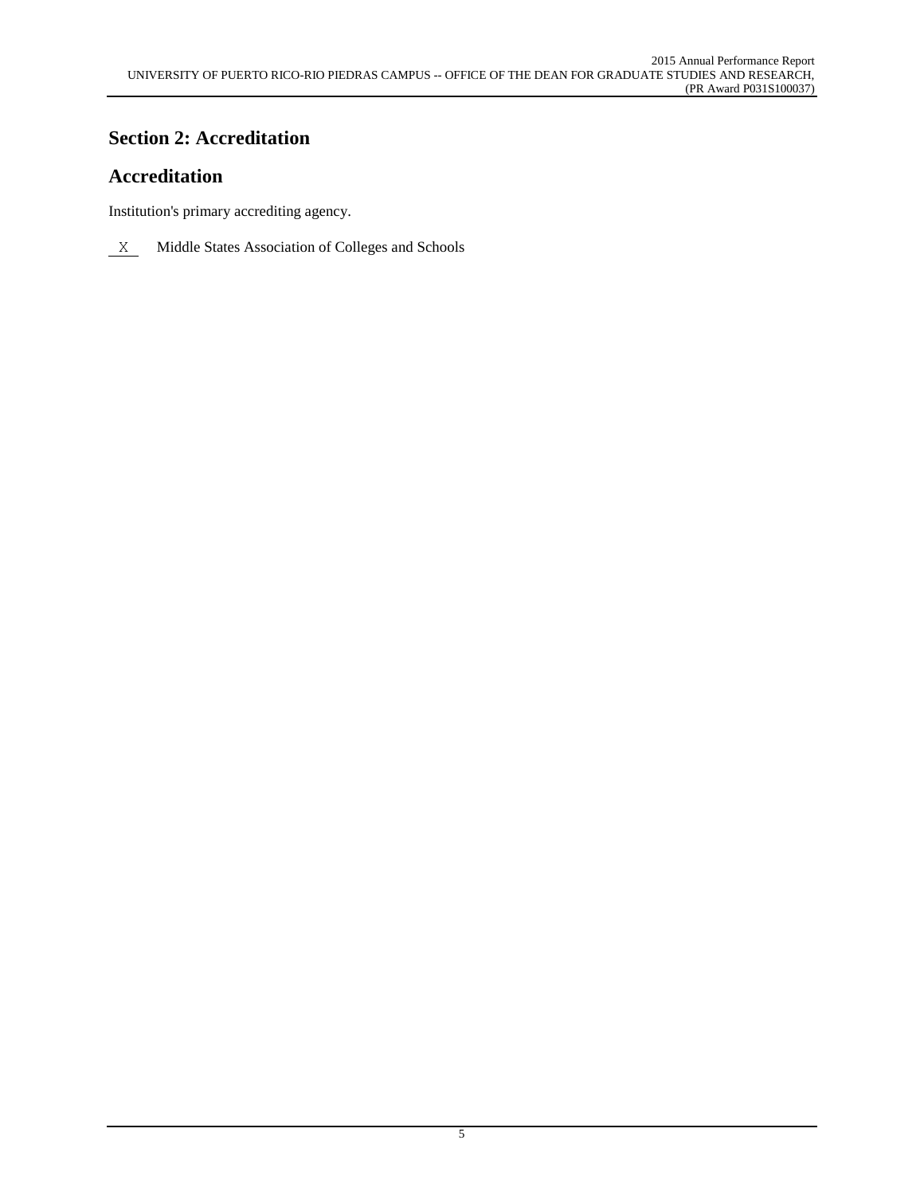# Section 2: Accreditation

## Accreditation

Institution's primary accrediting agency.

X Middle States Association of Colleges and Schools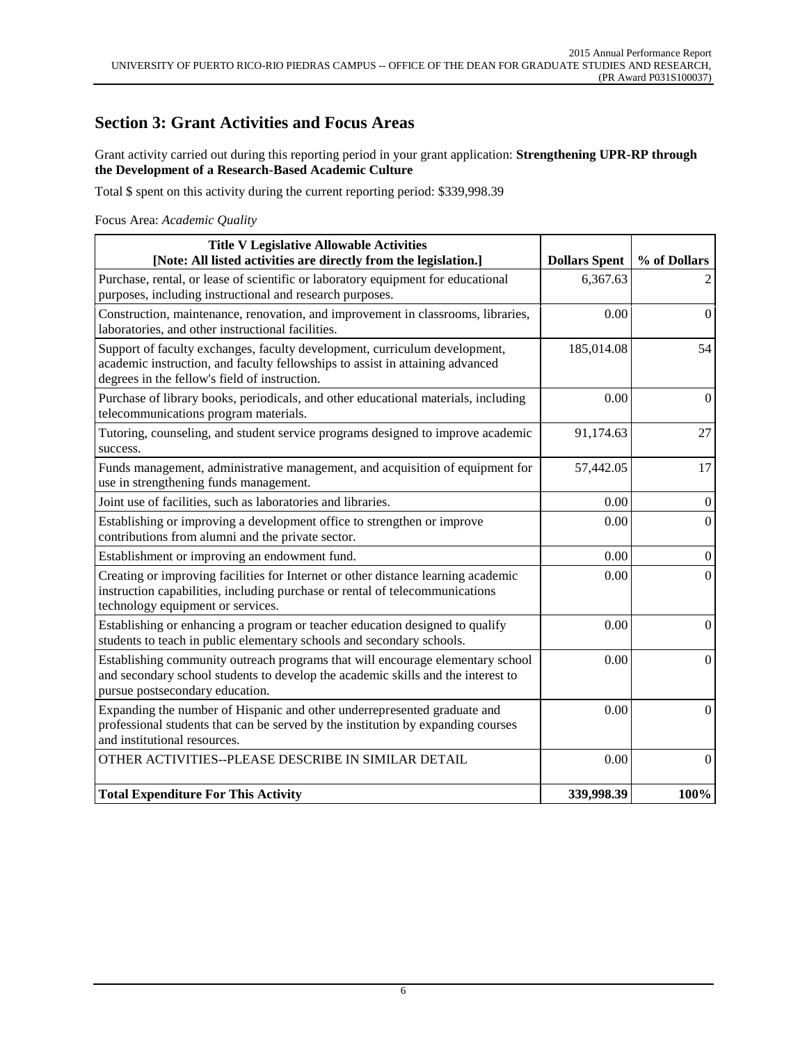## Section 3: Grant Activities and Focus Areas

Grant activity carried out during this reporting period in your grant application: **Strengthening UPR-RP through the Development of a Research-Based Academic Culture**

Total $ spent on this activity during the current reporting period: $339,998.39

Focus Area: *Academic Quality*

| Title V Legislative Allowable Activities [Note: All listed activities are directly from the legislation.] | Dollars Spent | % of Dollars |
|---|---|---|
| Purchase, rental, or lease of scientific or laboratory equipment for educational purposes, including instructional and research purposes. | 6,367.63 | 2 |
| Construction, maintenance, renovation, and improvement in classrooms, libraries, laboratories, and other instructional facilities. | 0.00 | 0 |
| Support of faculty exchanges, faculty development, curriculum development, academic instruction, and faculty fellowships to assist in attaining advanced degrees in the fellow's field of instruction. | 185,014.08 | 54 |
| Purchase of library books, periodicals, and other educational materials, including telecommunications program materials. | 0.00 | 0 |
| Tutoring, counseling, and student service programs designed to improve academic success. | 91,174.63 | 27 |
| Funds management, administrative management, and acquisition of equipment for use in strengthening funds management. | 57,442.05 | 17 |
| Joint use of facilities, such as laboratories and libraries. | 0.00 | 0 |
| Establishing or improving a development office to strengthen or improve contributions from alumni and the private sector. | 0.00 | 0 |
| Establishment or improving an endowment fund. | 0.00 | 0 |
| Creating or improving facilities for Internet or other distance learning academic instruction capabilities, including purchase or rental of telecommunications technology equipment or services. | 0.00 | 0 |
| Establishing or enhancing a program or teacher education designed to qualify students to teach in public elementary schools and secondary schools. | 0.00 | 0 |
| Establishing community outreach programs that will encourage elementary school and secondary school students to develop the academic skills and the interest to pursue postsecondary education. | 0.00 | 0 |
| Expanding the number of Hispanic and other underrepresented graduate and professional students that can be served by the institution by expanding courses and institutional resources. | 0.00 | 0 |
| OTHER ACTIVITIES--PLEASE DESCRIBE IN SIMILAR DETAIL | 0.00 | 0 |
| **Total Expenditure For This Activity** | **339,998.39** | **100%** |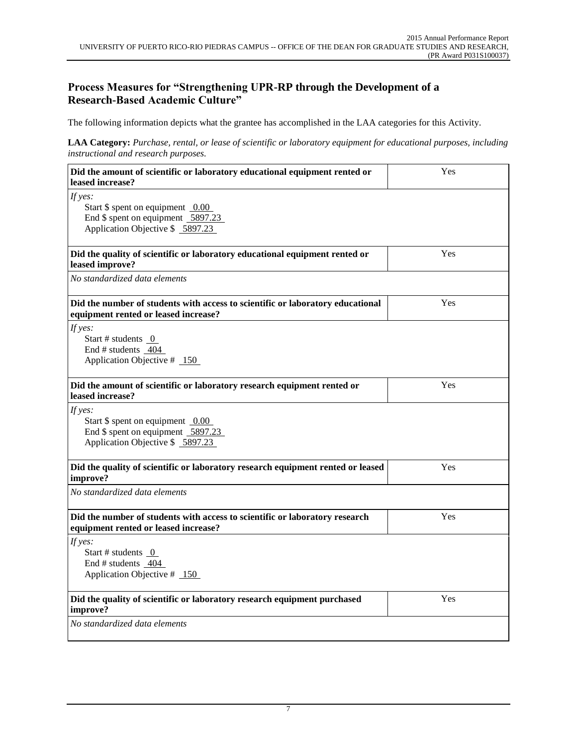## Process Measures for "Strengthening UPR-RP through the Development of a Research-Based Academic Culture"

The following information depicts what the grantee has accomplished in the LAA categories for this Activity.

**LAA Category:** *Purchase, rental, or lease of scientific or laboratory equipment for educational purposes, including instructional and research purposes.*

| **Did the amount of scientific or laboratory educational equipment rented or leased increase?** | Yes |
|---|---|
| *If yes:*<br>Start $ spent on equipment 0.00<br>End $ spent on equipment 5897.23<br>Application Objective $ 5897.23 | |
| **Did the quality of scientific or laboratory educational equipment rented or leased improve?** | Yes |
| *No standardized data elements* | |
| **Did the number of students with access to scientific or laboratory educational equipment rented or leased increase?** | Yes |
| *If yes:*<br>Start # students 0<br>End # students 404<br>Application Objective # 150 | |
| **Did the amount of scientific or laboratory research equipment rented or leased increase?** | Yes |
| *If yes:*<br>Start $ spent on equipment 0.00<br>End $ spent on equipment 5897.23<br>Application Objective $ 5897.23 | |
| **Did the quality of scientific or laboratory research equipment rented or leased improve?** | Yes |
| *No standardized data elements* | |
| **Did the number of students with access to scientific or laboratory research equipment rented or leased increase?** | Yes |
| *If yes:*<br>Start # students 0<br>End # students 404<br>Application Objective # 150 | |
| **Did the quality of scientific or laboratory research equipment purchased improve?** | Yes |
| *No standardized data elements* | |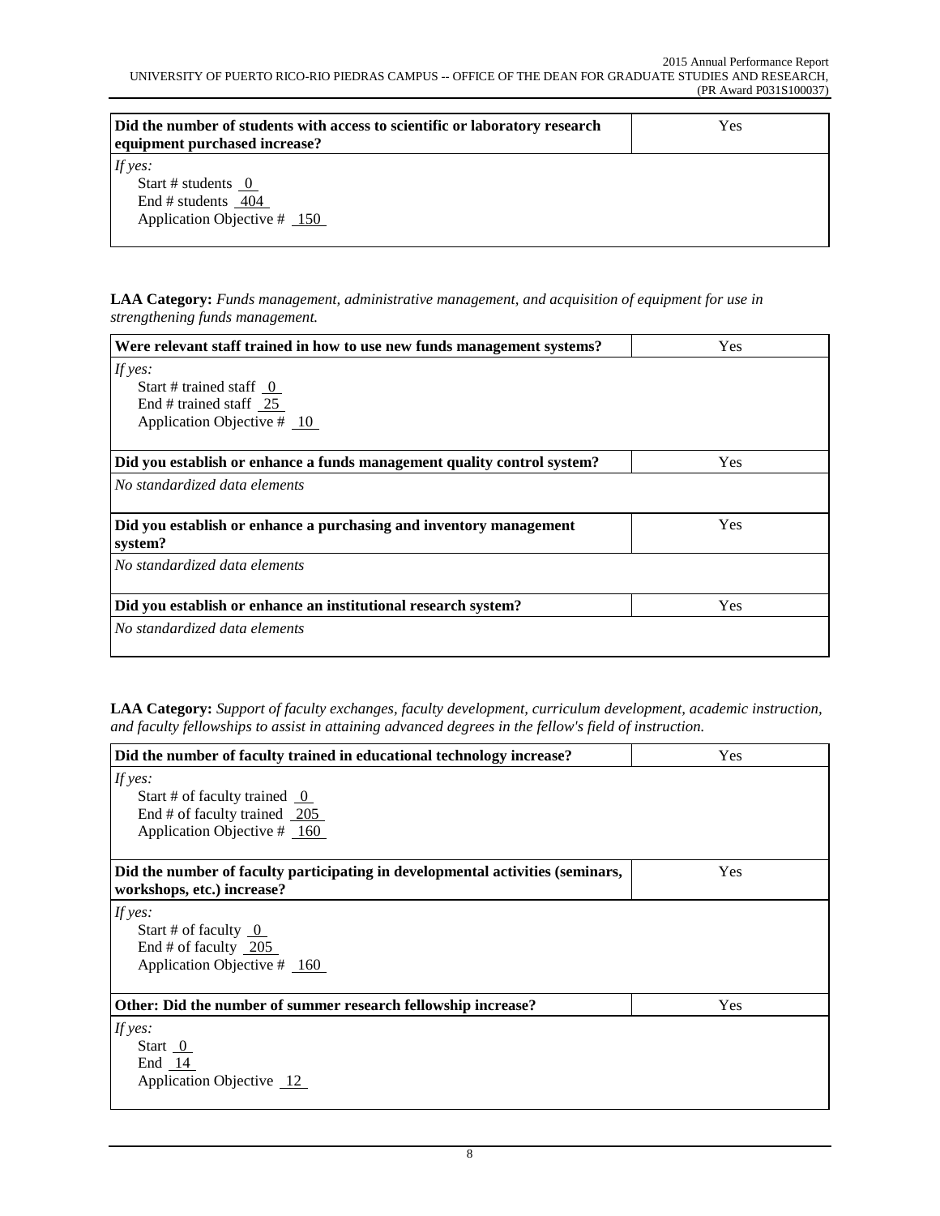| Did the number of students with access to scientific or laboratory research equipment purchased increase? | Yes |
|---|---|
| *If yes:*<br>Start # students 0<br>End # students 404<br>Application Objective # 150 | |

**LAA Category:** *Funds management, administrative management, and acquisition of equipment for use in strengthening funds management.*

| Were relevant staff trained in how to use new funds management systems? | Yes |
|---|---|
| *If yes:*<br>Start # trained staff 0<br>End # trained staff 25<br>Application Objective # 10 | |
| **Did you establish or enhance a funds management quality control system?** | Yes |
| *No standardized data elements* | |
| **Did you establish or enhance a purchasing and inventory management system?** | Yes |
| *No standardized data elements* | |
| **Did you establish or enhance an institutional research system?** | Yes |
| *No standardized data elements* | |

**LAA Category:** *Support of faculty exchanges, faculty development, curriculum development, academic instruction, and faculty fellowships to assist in attaining advanced degrees in the fellow's field of instruction.*

| Did the number of faculty trained in educational technology increase? | Yes |
|---|---|
| *If yes:*<br>Start # of faculty trained 0<br>End # of faculty trained 205<br>Application Objective # 160 | |
| **Did the number of faculty participating in developmental activities (seminars, workshops, etc.) increase?** | Yes |
| *If yes:*<br>Start # of faculty 0<br>End # of faculty 205<br>Application Objective # 160 | |
| **Other: Did the number of summer research fellowship increase?** | Yes |
| *If yes:*<br>Start 0<br>End 14<br>Application Objective 12 | |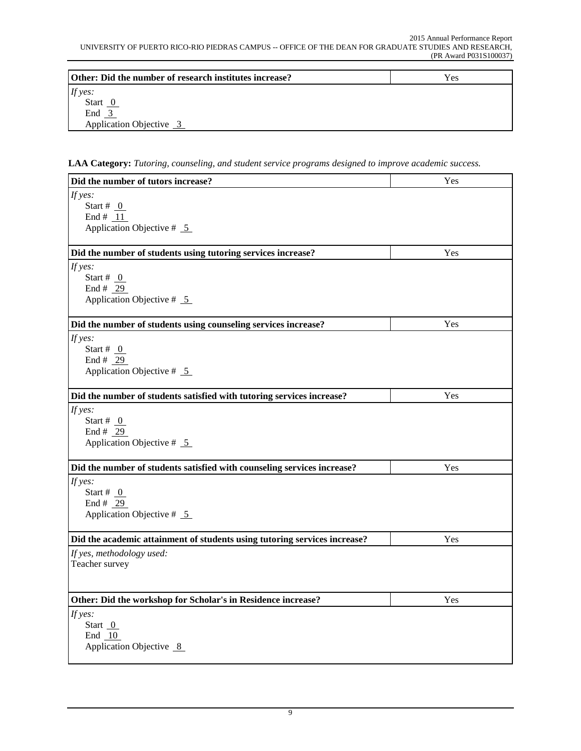| Other: Did the number of research institutes increase? | Yes |
|---|---|
| *If yes:*<br>Start 0<br>End 3<br>Application Objective 3 | |

**LAA Category:** *Tutoring, counseling, and student service programs designed to improve academic success.*

| Did the number of tutors increase? | Yes |
|---|---|
| *If yes:*<br>Start # 0<br>End # 11<br>Application Objective # 5 | |
| **Did the number of students using tutoring services increase?** | Yes |
| *If yes:*<br>Start # 0<br>End # 29<br>Application Objective # 5 | |
| **Did the number of students using counseling services increase?** | Yes |
| *If yes:*<br>Start # 0<br>End # 29<br>Application Objective # 5 | |
| **Did the number of students satisfied with tutoring services increase?** | Yes |
| *If yes:*<br>Start # 0<br>End # 29<br>Application Objective # 5 | |
| **Did the number of students satisfied with counseling services increase?** | Yes |
| *If yes:*<br>Start # 0<br>End # 29<br>Application Objective # 5 | |
| **Did the academic attainment of students using tutoring services increase?** | Yes |
| *If yes, methodology used:*<br>Teacher survey | |
| **Other: Did the workshop for Scholar's in Residence increase?** | Yes |
| *If yes:*<br>Start 0<br>End 10<br>Application Objective 8 | |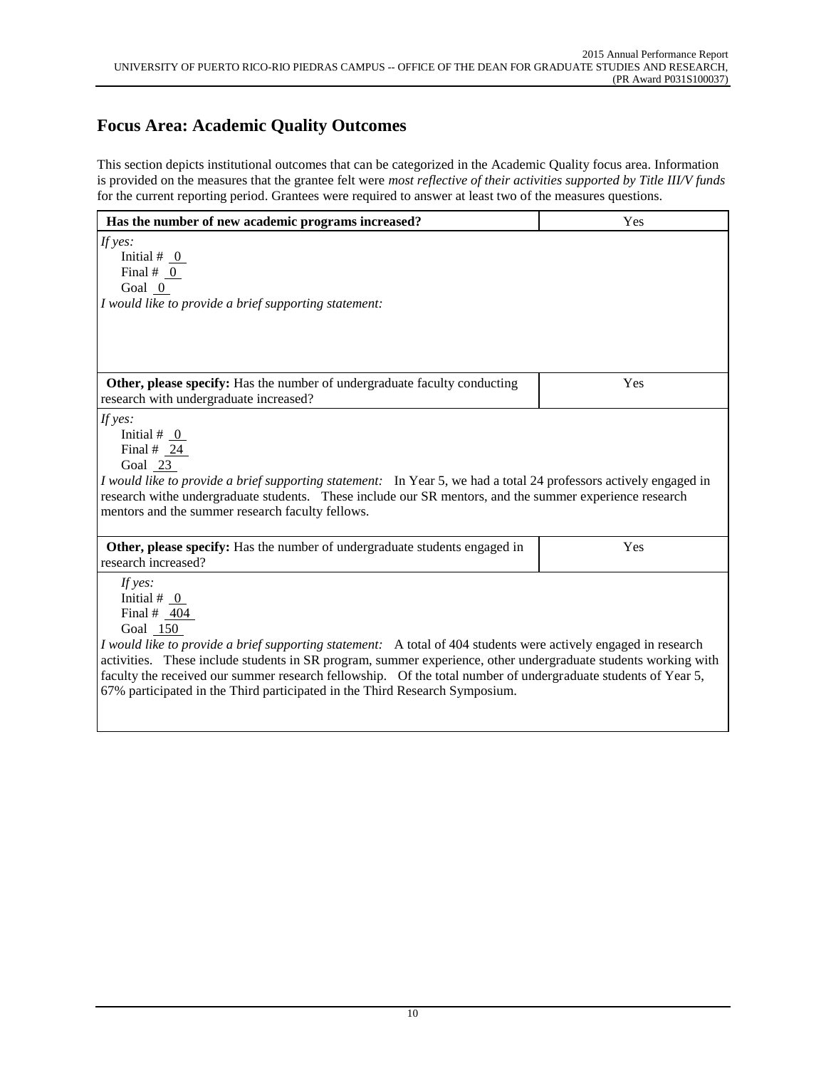## Focus Area: Academic Quality Outcomes

This section depicts institutional outcomes that can be categorized in the Academic Quality focus area. Information is provided on the measures that the grantee felt were *most reflective of their activities supported by Title III/V funds* for the current reporting period. Grantees were required to answer at least two of the measures questions.

| **Has the number of new academic programs increased?** | Yes |
| --- | --- |
| *If yes:*<br>Initial # 0<br>Final # 0<br>Goal 0<br>*I would like to provide a brief supporting statement:* | |
| **Other, please specify:** Has the number of undergraduate faculty conducting research with undergraduate increased? | Yes |
| *If yes:*<br>Initial # 0<br>Final # 24<br>Goal 23<br>*I would like to provide a brief supporting statement:* In Year 5, we had a total 24 professors actively engaged in research withe undergraduate students. These include our SR mentors, and the summer experience research mentors and the summer research faculty fellows. | |
| **Other, please specify:** Has the number of undergraduate students engaged in research increased? | Yes |
| *If yes:*<br>Initial # 0<br>Final # 404<br>Goal 150<br>*I would like to provide a brief supporting statement:* A total of 404 students were actively engaged in research activities. These include students in SR program, summer experience, other undergraduate students working with faculty the received our summer research fellowship. Of the total number of undergraduate students of Year 5, 67% participated in the Third participated in the Third Research Symposium. | |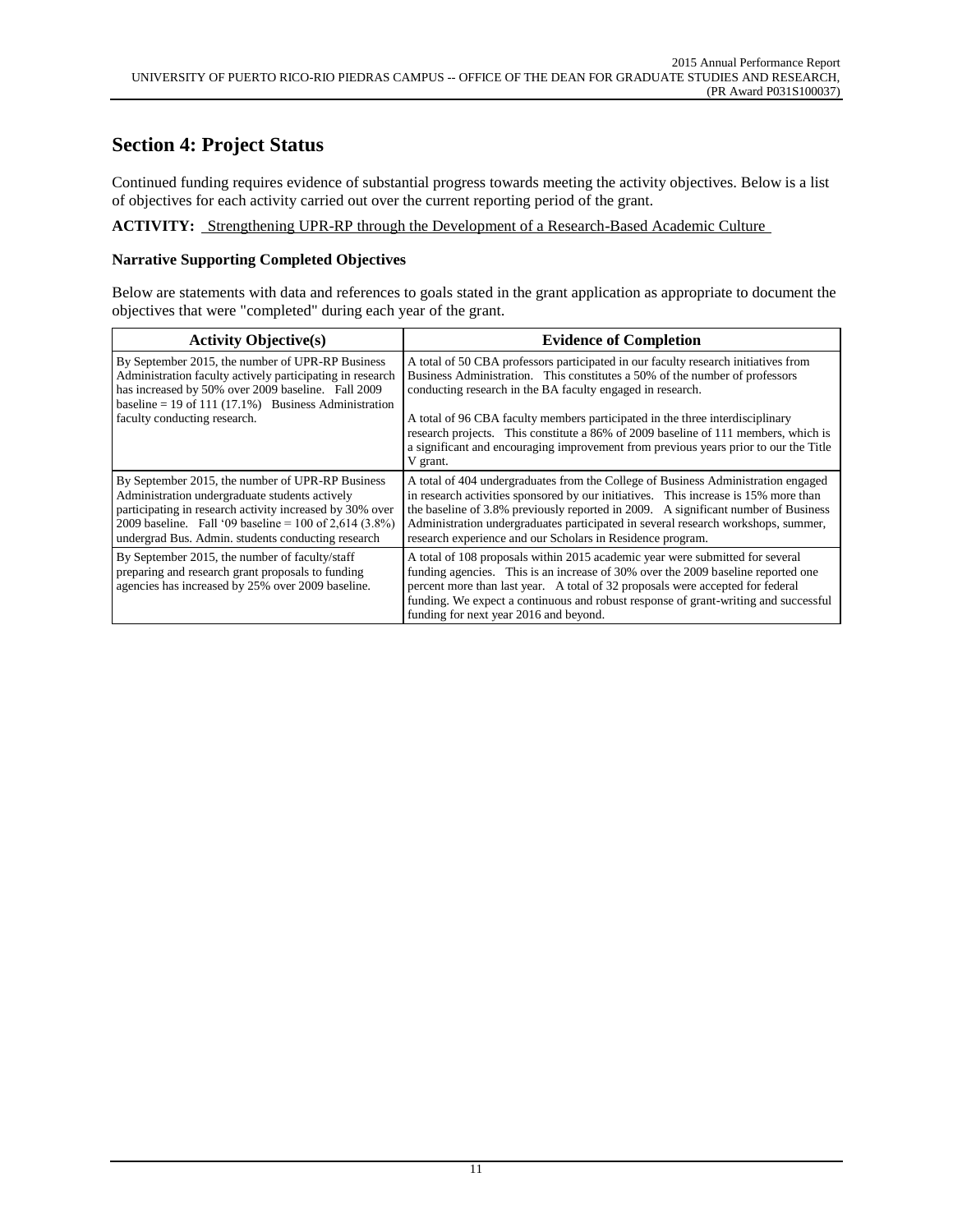## Section 4: Project Status

Continued funding requires evidence of substantial progress towards meeting the activity objectives. Below is a list of objectives for each activity carried out over the current reporting period of the grant.

**ACTIVITY:** Strengthening UPR-RP through the Development of a Research-Based Academic Culture

### Narrative Supporting Completed Objectives

Below are statements with data and references to goals stated in the grant application as appropriate to document the objectives that were "completed" during each year of the grant.

| Activity Objective(s) | Evidence of Completion |
|---|---|
| By September 2015, the number of UPR-RP Business Administration faculty actively participating in research has increased by 50% over 2009 baseline. Fall 2009 baseline = 19 of 111 (17.1%) Business Administration faculty conducting research. | A total of 50 CBA professors participated in our faculty research initiatives from Business Administration. This constitutes a 50% of the number of professors conducting research in the BA faculty engaged in research.<br><br>A total of 96 CBA faculty members participated in the three interdisciplinary research projects. This constitute a 86% of 2009 baseline of 111 members, which is a significant and encouraging improvement from previous years prior to our the Title V grant. |
| By September 2015, the number of UPR-RP Business Administration undergraduate students actively participating in research activity increased by 30% over 2009 baseline. Fall '09 baseline = 100 of 2,614 (3.8%) undergrad Bus. Admin. students conducting research | A total of 404 undergraduates from the College of Business Administration engaged in research activities sponsored by our initiatives. This increase is 15% more than the baseline of 3.8% previously reported in 2009. A significant number of Business Administration undergraduates participated in several research workshops, summer, research experience and our Scholars in Residence program. |
| By September 2015, the number of faculty/staff preparing and research grant proposals to funding agencies has increased by 25% over 2009 baseline. | A total of 108 proposals within 2015 academic year were submitted for several funding agencies. This is an increase of 30% over the 2009 baseline reported one percent more than last year. A total of 32 proposals were accepted for federal funding. We expect a continuous and robust response of grant-writing and successful funding for next year 2016 and beyond. |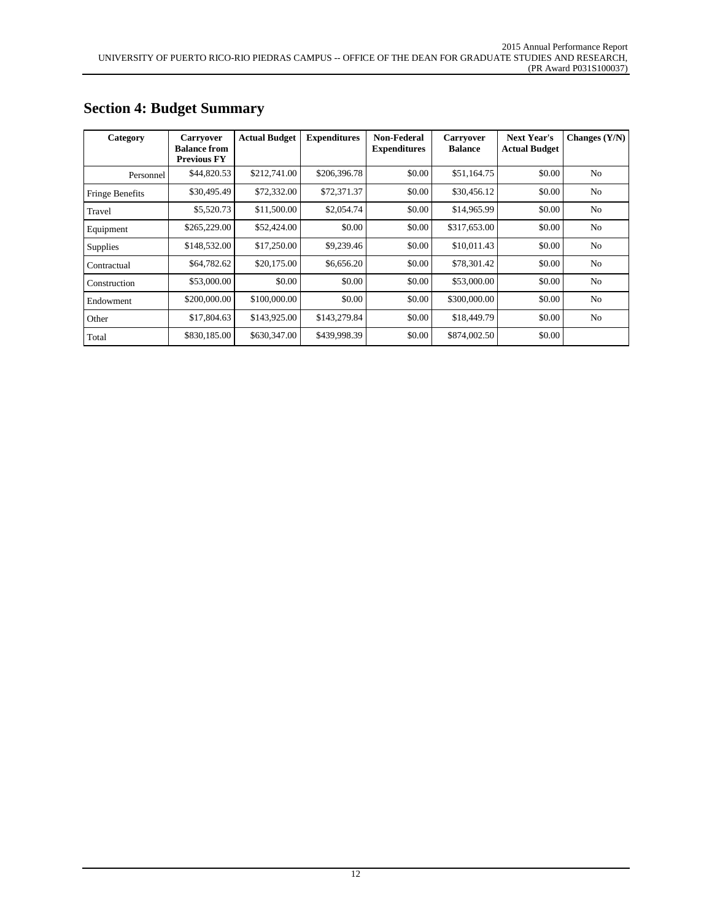## Section 4: Budget Summary

| Category | Carryover Balance from Previous FY | Actual Budget | Expenditures | Non-Federal Expenditures | Carryover Balance | Next Year's Actual Budget | Changes (Y/N) |
|---|---|---|---|---|---|---|---|
| Personnel | $44,820.53 | $212,741.00 | $206,396.78 | $0.00 | $51,164.75 | $0.00 | No |
| Fringe Benefits | $30,495.49 | $72,332.00 | $72,371.37 | $0.00 | $30,456.12 | $0.00 | No |
| Travel | $5,520.73 | $11,500.00 | $2,054.74 | $0.00 | $14,965.99 | $0.00 | No |
| Equipment | $265,229.00 | $52,424.00 | $0.00 | $0.00 | $317,653.00 | $0.00 | No |
| Supplies | $148,532.00 | $17,250.00 | $9,239.46 | $0.00 | $10,011.43 | $0.00 | No |
| Contractual | $64,782.62 | $20,175.00 | $6,656.20 | $0.00 | $78,301.42 | $0.00 | No |
| Construction | $53,000.00 | $0.00 | $0.00 | $0.00 | $53,000.00 | $0.00 | No |
| Endowment | $200,000.00 | $100,000.00 | $0.00 | $0.00 | $300,000.00 | $0.00 | No |
| Other | $17,804.63 | $143,925.00 | $143,279.84 | $0.00 | $18,449.79 | $0.00 | No |
| Total | $830,185.00 | $630,347.00 | $439,998.39 | $0.00 | $874,002.50 | $0.00 | |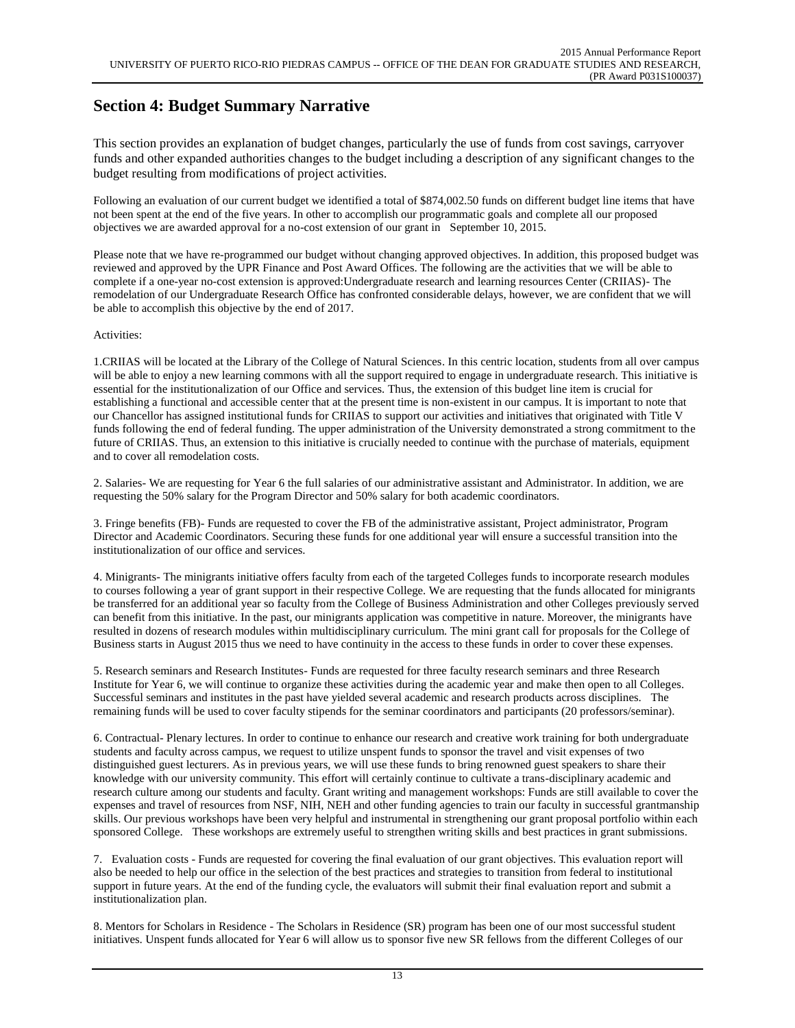## Section 4: Budget Summary Narrative

This section provides an explanation of budget changes, particularly the use of funds from cost savings, carryover funds and other expanded authorities changes to the budget including a description of any significant changes to the budget resulting from modifications of project activities.

Following an evaluation of our current budget we identified a total of $874,002.50 funds on different budget line items that have not been spent at the end of the five years. In other to accomplish our programmatic goals and complete all our proposed objectives we are awarded approval for a no-cost extension of our grant in September 10, 2015.

Please note that we have re-programmed our budget without changing approved objectives. In addition, this proposed budget was reviewed and approved by the UPR Finance and Post Award Offices. The following are the activities that we will be able to complete if a one-year no-cost extension is approved:Undergraduate research and learning resources Center (CRIIAS)- The remodelation of our Undergraduate Research Office has confronted considerable delays, however, we are confident that we will be able to accomplish this objective by the end of 2017.

Activities:

1.CRIIAS will be located at the Library of the College of Natural Sciences. In this centric location, students from all over campus will be able to enjoy a new learning commons with all the support required to engage in undergraduate research. This initiative is essential for the institutionalization of our Office and services. Thus, the extension of this budget line item is crucial for establishing a functional and accessible center that at the present time is non-existent in our campus. It is important to note that our Chancellor has assigned institutional funds for CRIIAS to support our activities and initiatives that originated with Title V funds following the end of federal funding. The upper administration of the University demonstrated a strong commitment to the future of CRIIAS. Thus, an extension to this initiative is crucially needed to continue with the purchase of materials, equipment and to cover all remodelation costs.

2. Salaries- We are requesting for Year 6 the full salaries of our administrative assistant and Administrator. In addition, we are requesting the 50% salary for the Program Director and 50% salary for both academic coordinators.

3. Fringe benefits (FB)- Funds are requested to cover the FB of the administrative assistant, Project administrator, Program Director and Academic Coordinators. Securing these funds for one additional year will ensure a successful transition into the institutionalization of our office and services.

4. Minigrants- The minigrants initiative offers faculty from each of the targeted Colleges funds to incorporate research modules to courses following a year of grant support in their respective College. We are requesting that the funds allocated for minigrants be transferred for an additional year so faculty from the College of Business Administration and other Colleges previously served can benefit from this initiative. In the past, our minigrants application was competitive in nature. Moreover, the minigrants have resulted in dozens of research modules within multidisciplinary curriculum. The mini grant call for proposals for the College of Business starts in August 2015 thus we need to have continuity in the access to these funds in order to cover these expenses.

5. Research seminars and Research Institutes- Funds are requested for three faculty research seminars and three Research Institute for Year 6, we will continue to organize these activities during the academic year and make then open to all Colleges. Successful seminars and institutes in the past have yielded several academic and research products across disciplines. The remaining funds will be used to cover faculty stipends for the seminar coordinators and participants (20 professors/seminar).

6. Contractual- Plenary lectures. In order to continue to enhance our research and creative work training for both undergraduate students and faculty across campus, we request to utilize unspent funds to sponsor the travel and visit expenses of two distinguished guest lecturers. As in previous years, we will use these funds to bring renowned guest speakers to share their knowledge with our university community. This effort will certainly continue to cultivate a trans-disciplinary academic and research culture among our students and faculty. Grant writing and management workshops: Funds are still available to cover the expenses and travel of resources from NSF, NIH, NEH and other funding agencies to train our faculty in successful grantmanship skills. Our previous workshops have been very helpful and instrumental in strengthening our grant proposal portfolio within each sponsored College. These workshops are extremely useful to strengthen writing skills and best practices in grant submissions.

7. Evaluation costs - Funds are requested for covering the final evaluation of our grant objectives. This evaluation report will also be needed to help our office in the selection of the best practices and strategies to transition from federal to institutional support in future years. At the end of the funding cycle, the evaluators will submit their final evaluation report and submit a institutionalization plan.

8. Mentors for Scholars in Residence - The Scholars in Residence (SR) program has been one of our most successful student initiatives. Unspent funds allocated for Year 6 will allow us to sponsor five new SR fellows from the different Colleges of our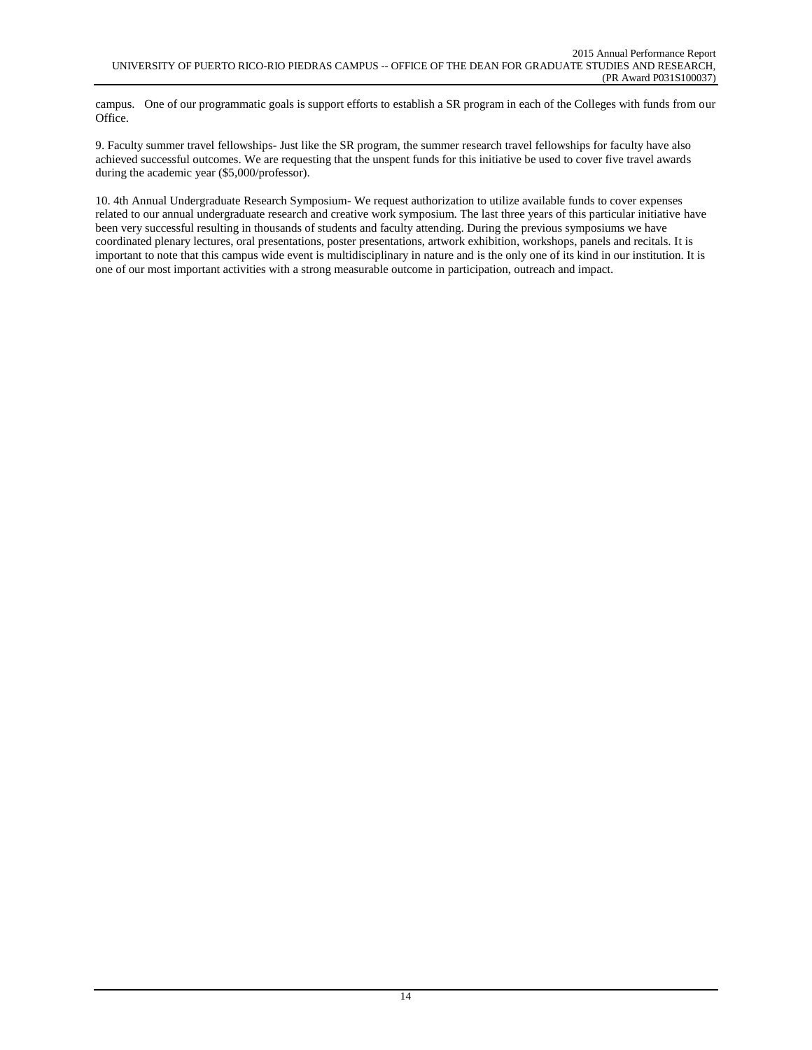campus. One of our programmatic goals is support efforts to establish a SR program in each of the Colleges with funds from our Office.

9. Faculty summer travel fellowships- Just like the SR program, the summer research travel fellowships for faculty have also achieved successful outcomes. We are requesting that the unspent funds for this initiative be used to cover five travel awards during the academic year ($5,000/professor).

10. 4th Annual Undergraduate Research Symposium- We request authorization to utilize available funds to cover expenses related to our annual undergraduate research and creative work symposium. The last three years of this particular initiative have been very successful resulting in thousands of students and faculty attending. During the previous symposiums we have coordinated plenary lectures, oral presentations, poster presentations, artwork exhibition, workshops, panels and recitals. It is important to note that this campus wide event is multidisciplinary in nature and is the only one of its kind in our institution. It is one of our most important activities with a strong measurable outcome in participation, outreach and impact.